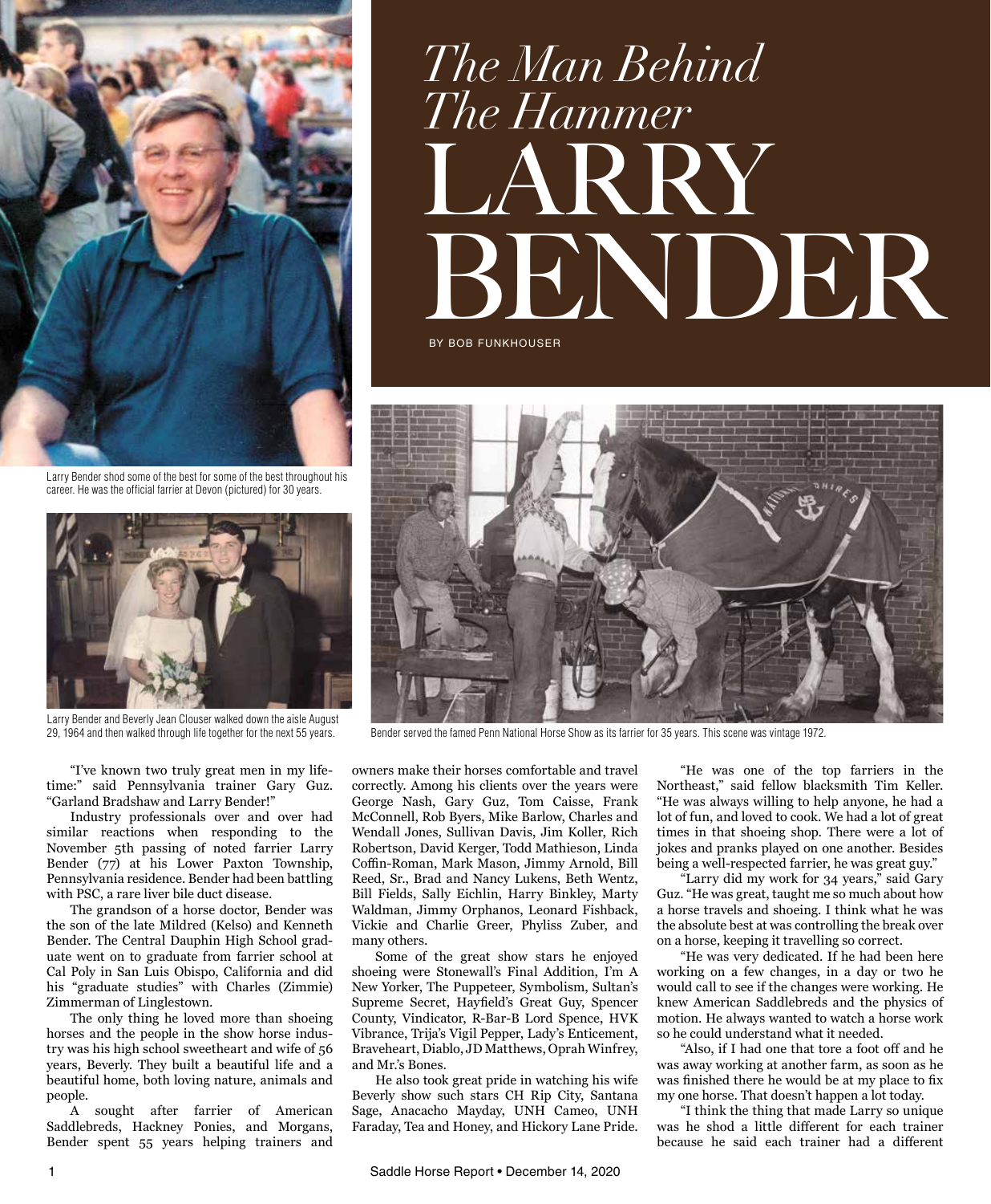# *The Man Behind The Hammer* LARRY BENDER

BY BOB FUNKHOUSER

Larry Bender shod some of the best for some of the best throughout his career. He was the official farrier at Devon (pictured) for 30 years.

Larry Bender and Beverly Jean Clouser walked down the aisle August 29, 1964 and then walked through life together for the next 55 years.

Bender served the famed Penn National Horse Show as its farrier for 35 years. This scene was vintage 1972.

"I've known two truly great men in my lifetime:" said Pennsylvania trainer Gary Guz. "Garland Bradshaw and Larry Bender!"

Industry professionals over and over had similar reactions when responding to the November 5th passing of noted farrier Larry Bender (77) at his Lower Paxton Township, Pennsylvania residence. Bender had been battling with PSC, a rare liver bile duct disease.

The grandson of a horse doctor, Bender was the son of the late Mildred (Kelso) and Kenneth Bender. The Central Dauphin High School graduate went on to graduate from farrier school at Cal Poly in San Luis Obispo, California and did his "graduate studies" with Charles (Zimmie) Zimmerman of Linglestown.

The only thing he loved more than shoeing horses and the people in the show horse industry was his high school sweetheart and wife of 56 years, Beverly. They built a beautiful life and a beautiful home, both loving nature, animals and people.

A sought after farrier of American Saddlebreds, Hackney Ponies, and Morgans, Bender spent 55 years helping trainers and owners make their horses comfortable and travel correctly. Among his clients over the years were George Nash, Gary Guz, Tom Caisse, Frank McConnell, Rob Byers, Mike Barlow, Charles and Wendall Jones, Sullivan Davis, Jim Koller, Rich Robertson, David Kerger, Todd Mathieson, Linda Coffin-Roman, Mark Mason, Jimmy Arnold, Bill Reed, Sr., Brad and Nancy Lukens, Beth Wentz, Bill Fields, Sally Eichlin, Harry Binkley, Marty Waldman, Jimmy Orphanos, Leonard Fishback, Vickie and Charlie Greer, Phyliss Zuber, and many others.

Some of the great show stars he enjoyed shoeing were Stonewall's Final Addition, I'm A New Yorker, The Puppeteer, Symbolism, Sultan's Supreme Secret, Hayfield's Great Guy, Spencer County, Vindicator, R-Bar-B Lord Spence, HVK Vibrance, Trija's Vigil Pepper, Lady's Enticement, Braveheart, Diablo, JD Matthews, Oprah Winfrey, and Mr.'s Bones.

He also took great pride in watching his wife Beverly show such stars CH Rip City, Santana Sage, Anacacho Mayday, UNH Cameo, UNH Faraday, Tea and Honey, and Hickory Lane Pride.

"He was one of the top farriers in the Northeast," said fellow blacksmith Tim Keller. "He was always willing to help anyone, he had a lot of fun, and loved to cook. We had a lot of great times in that shoeing shop. There were a lot of jokes and pranks played on one another. Besides being a well-respected farrier, he was great guy."

"Larry did my work for 34 years," said Gary Guz. "He was great, taught me so much about how a horse travels and shoeing. I think what he was the absolute best at was controlling the break over on a horse, keeping it travelling so correct.

"He was very dedicated. If he had been here working on a few changes, in a day or two he would call to see if the changes were working. He knew American Saddlebreds and the physics of motion. He always wanted to watch a horse work so he could understand what it needed.

"Also, if I had one that tore a foot off and he was away working at another farm, as soon as he was finished there he would be at my place to fix my one horse. That doesn't happen a lot today.

"I think the thing that made Larry so unique was he shod a little different for each trainer because he said each trainer had a different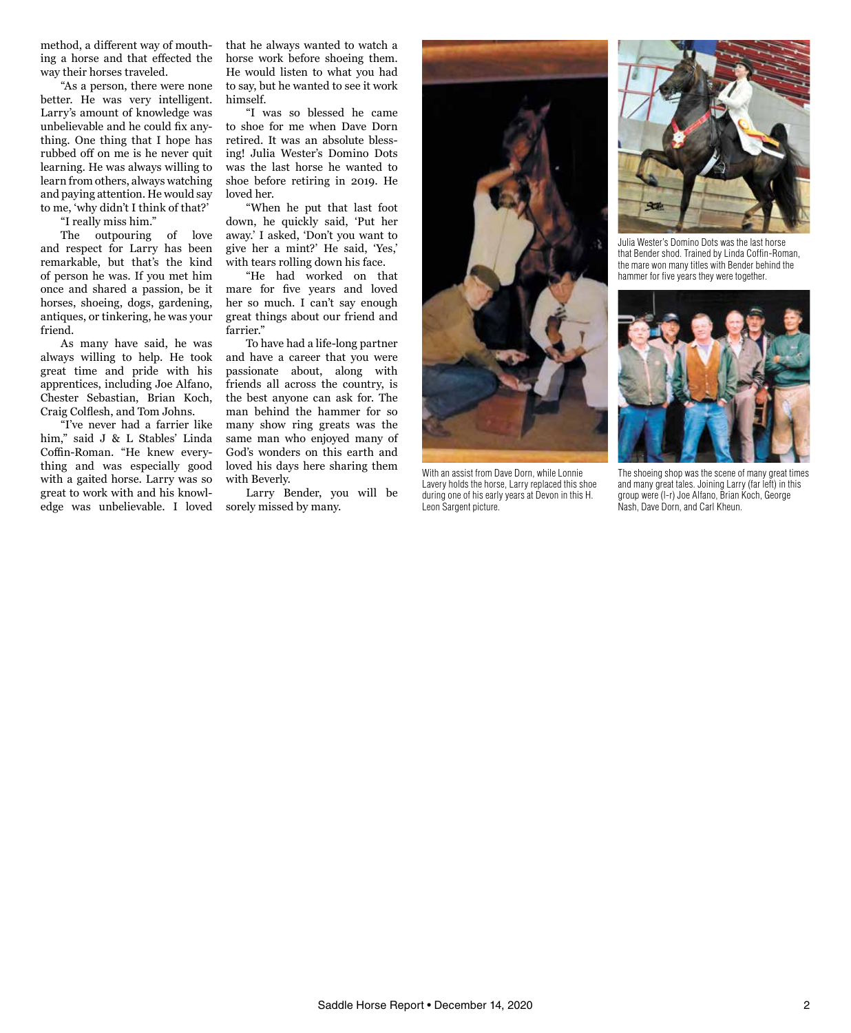method, a different way of mouthing a horse and that effected the way their horses traveled.

"As a person, there were none better. He was very intelligent. Larry's amount of knowledge was unbelievable and he could fix anything. One thing that I hope has rubbed off on me is he never quit learning. He was always willing to learn from others, always watching and paying attention. He would say to me, 'why didn't I think of that?'

"I really miss him."

The outpouring of love and respect for Larry has been remarkable, but that's the kind of person he was. If you met him once and shared a passion, be it horses, shoeing, dogs, gardening, antiques, or tinkering, he was your friend.

As many have said, he was always willing to help. He took great time and pride with his apprentices, including Joe Alfano, Chester Sebastian, Brian Koch, Craig Colflesh, and Tom Johns.

"I've never had a farrier like him," said J & L Stables' Linda Coffin-Roman. "He knew everything and was especially good with a gaited horse. Larry was so great to work with and his knowledge was unbelievable. I loved that he always wanted to watch a horse work before shoeing them. He would listen to what you had to say, but he wanted to see it work himself.

"I was so blessed he came to shoe for me when Dave Dorn retired. It was an absolute blessing! Julia Wester's Domino Dots was the last horse he wanted to shoe before retiring in 2019. He loved her.

"When he put that last foot down, he quickly said, 'Put her away.' I asked, 'Don't you want to give her a mint?' He said, 'Yes,' with tears rolling down his face.

"He had worked on that mare for five years and loved her so much. I can't say enough great things about our friend and farrier."

To have had a life-long partner and have a career that you were passionate about, along with friends all across the country, is the best anyone can ask for. The man behind the hammer for so many show ring greats was the same man who enjoyed many of God's wonders on this earth and loved his days here sharing them with Beverly.

Larry Bender, you will be sorely missed by many.

With an assist from Dave Dorn, while Lonnie Lavery holds the horse, Larry replaced this shoe during one of his early years at Devon in this H. Leon Sargent picture.

Julia Wester's Domino Dots was the last horse that Bender shod. Trained by Linda Coffin-Roman, the mare won many titles with Bender behind the hammer for five years they were together.

The shoeing shop was the scene of many great times and many great tales. Joining Larry (far left) in this group were (l-r) Joe Alfano, Brian Koch, George Nash, Dave Dorn, and Carl Kheun.